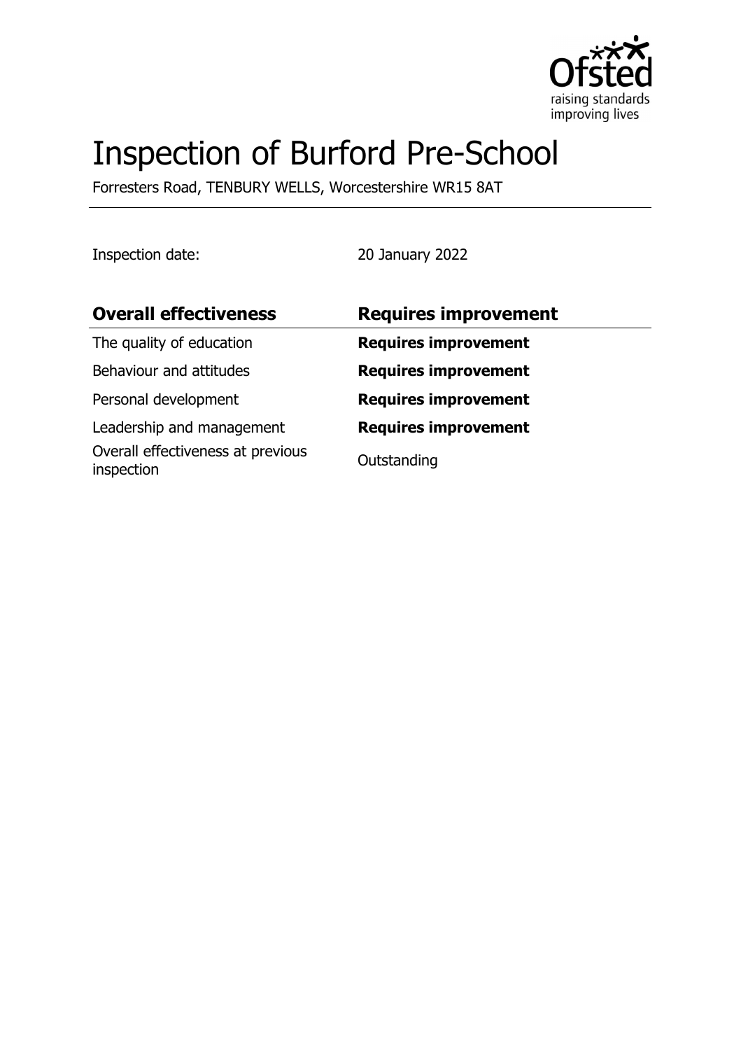# Inspection of Burford Pre-School

Forresters Road, TENBURY WELLS, Worcestershire WR15 8AT

Inspection date: 20 January 2022

| Overall effectiveness | Requires improvement |
| --- | --- |
| The quality of education | **Requires improvement** |
| Behaviour and attitudes | **Requires improvement** |
| Personal development | **Requires improvement** |
| Leadership and management | **Requires improvement** |
| Overall effectiveness at previous inspection | Outstanding |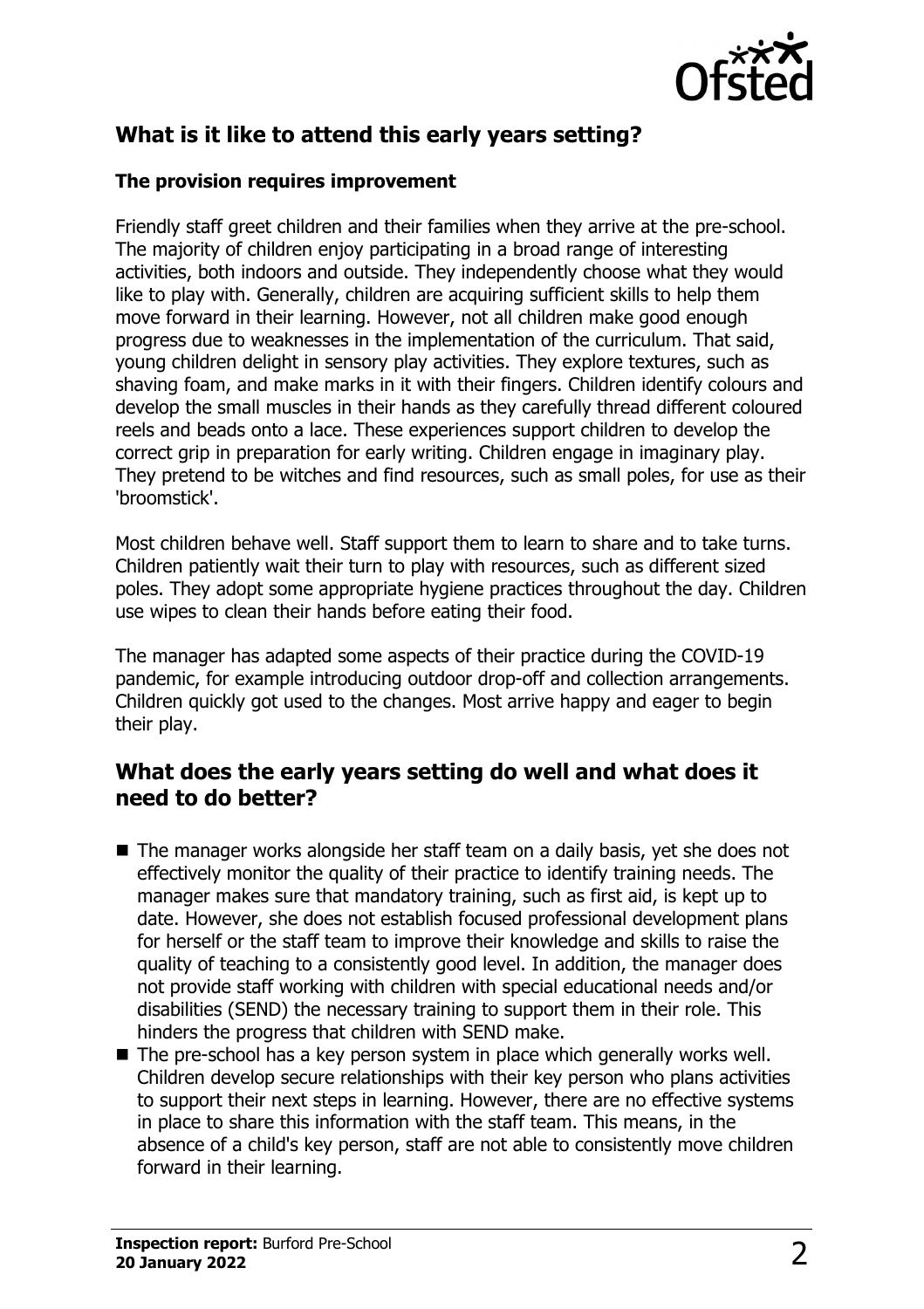## What is it like to attend this early years setting?

### The provision requires improvement

Friendly staff greet children and their families when they arrive at the pre-school. The majority of children enjoy participating in a broad range of interesting activities, both indoors and outside. They independently choose what they would like to play with. Generally, children are acquiring sufficient skills to help them move forward in their learning. However, not all children make good enough progress due to weaknesses in the implementation of the curriculum. That said, young children delight in sensory play activities. They explore textures, such as shaving foam, and make marks in it with their fingers. Children identify colours and develop the small muscles in their hands as they carefully thread different coloured reels and beads onto a lace. These experiences support children to develop the correct grip in preparation for early writing. Children engage in imaginary play. They pretend to be witches and find resources, such as small poles, for use as their 'broomstick'.

Most children behave well. Staff support them to learn to share and to take turns. Children patiently wait their turn to play with resources, such as different sized poles. They adopt some appropriate hygiene practices throughout the day. Children use wipes to clean their hands before eating their food.

The manager has adapted some aspects of their practice during the COVID-19 pandemic, for example introducing outdoor drop-off and collection arrangements. Children quickly got used to the changes. Most arrive happy and eager to begin their play.

## What does the early years setting do well and what does it need to do better?

- The manager works alongside her staff team on a daily basis, yet she does not effectively monitor the quality of their practice to identify training needs. The manager makes sure that mandatory training, such as first aid, is kept up to date. However, she does not establish focused professional development plans for herself or the staff team to improve their knowledge and skills to raise the quality of teaching to a consistently good level. In addition, the manager does not provide staff working with children with special educational needs and/or disabilities (SEND) the necessary training to support them in their role. This hinders the progress that children with SEND make.
- The pre-school has a key person system in place which generally works well. Children develop secure relationships with their key person who plans activities to support their next steps in learning. However, there are no effective systems in place to share this information with the staff team. This means, in the absence of a child's key person, staff are not able to consistently move children forward in their learning.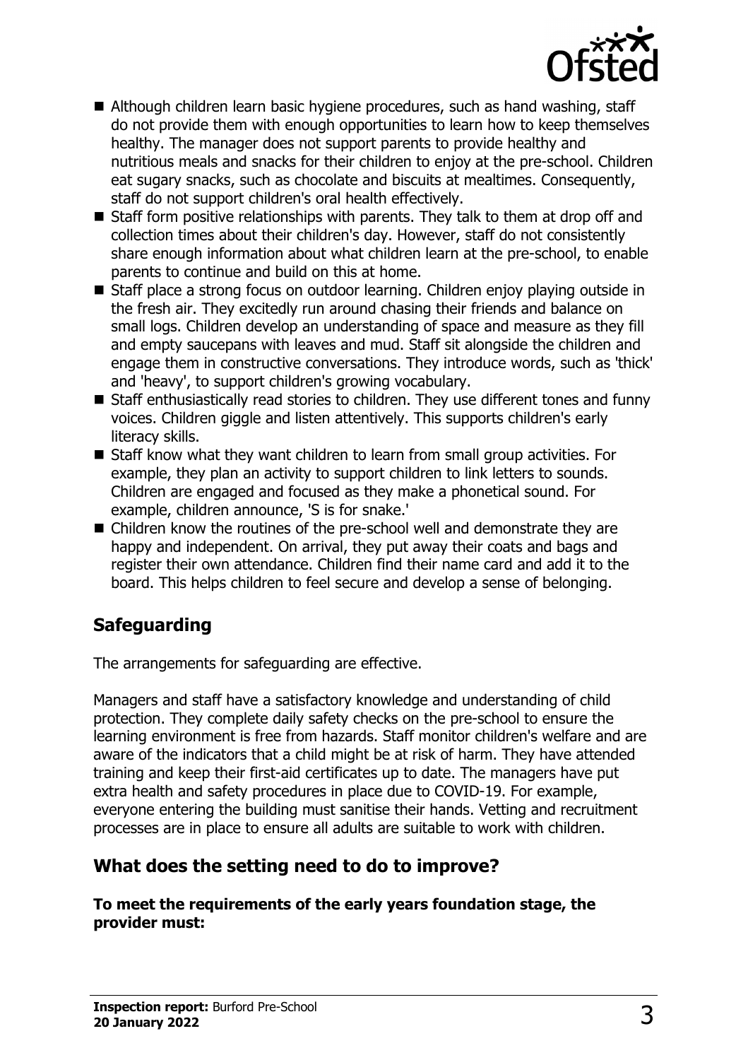- Although children learn basic hygiene procedures, such as hand washing, staff do not provide them with enough opportunities to learn how to keep themselves healthy. The manager does not support parents to provide healthy and nutritious meals and snacks for their children to enjoy at the pre-school. Children eat sugary snacks, such as chocolate and biscuits at mealtimes. Consequently, staff do not support children's oral health effectively.
- Staff form positive relationships with parents. They talk to them at drop off and collection times about their children's day. However, staff do not consistently share enough information about what children learn at the pre-school, to enable parents to continue and build on this at home.
- Staff place a strong focus on outdoor learning. Children enjoy playing outside in the fresh air. They excitedly run around chasing their friends and balance on small logs. Children develop an understanding of space and measure as they fill and empty saucepans with leaves and mud. Staff sit alongside the children and engage them in constructive conversations. They introduce words, such as 'thick' and 'heavy', to support children's growing vocabulary.
- Staff enthusiastically read stories to children. They use different tones and funny voices. Children giggle and listen attentively. This supports children's early literacy skills.
- Staff know what they want children to learn from small group activities. For example, they plan an activity to support children to link letters to sounds. Children are engaged and focused as they make a phonetical sound. For example, children announce, 'S is for snake.'
- Children know the routines of the pre-school well and demonstrate they are happy and independent. On arrival, they put away their coats and bags and register their own attendance. Children find their name card and add it to the board. This helps children to feel secure and develop a sense of belonging.

## Safeguarding

The arrangements for safeguarding are effective.

Managers and staff have a satisfactory knowledge and understanding of child protection. They complete daily safety checks on the pre-school to ensure the learning environment is free from hazards. Staff monitor children's welfare and are aware of the indicators that a child might be at risk of harm. They have attended training and keep their first-aid certificates up to date. The managers have put extra health and safety procedures in place due to COVID-19. For example, everyone entering the building must sanitise their hands. Vetting and recruitment processes are in place to ensure all adults are suitable to work with children.

## What does the setting need to do to improve?

**To meet the requirements of the early years foundation stage, the provider must:**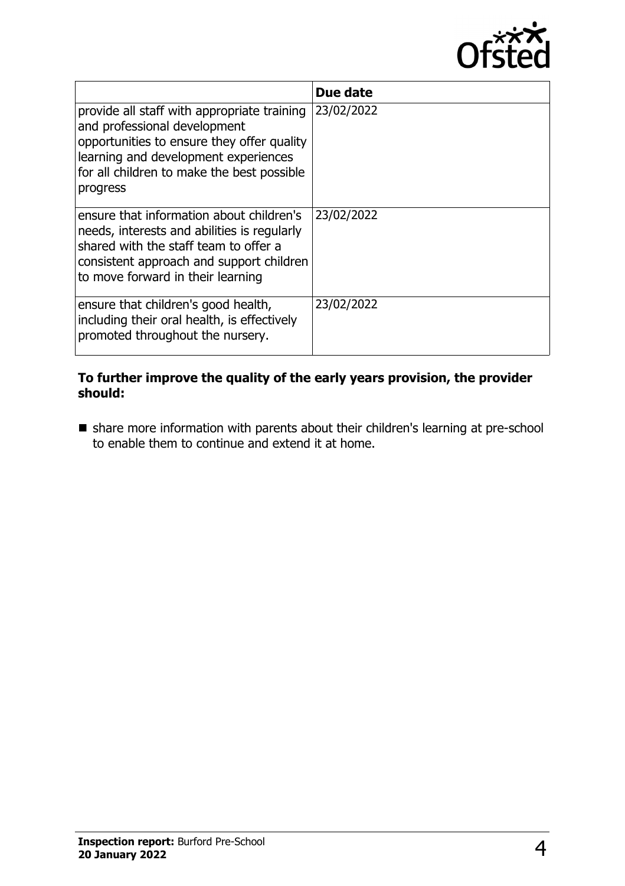| | Due date |
|---|---|
| provide all staff with appropriate training and professional development opportunities to ensure they offer quality learning and development experiences for all children to make the best possible progress | 23/02/2022 |
| ensure that information about children's needs, interests and abilities is regularly shared with the staff team to offer a consistent approach and support children to move forward in their learning | 23/02/2022 |
| ensure that children's good health, including their oral health, is effectively promoted throughout the nursery. | 23/02/2022 |

**To further improve the quality of the early years provision, the provider should:**

- share more information with parents about their children's learning at pre-school to enable them to continue and extend it at home.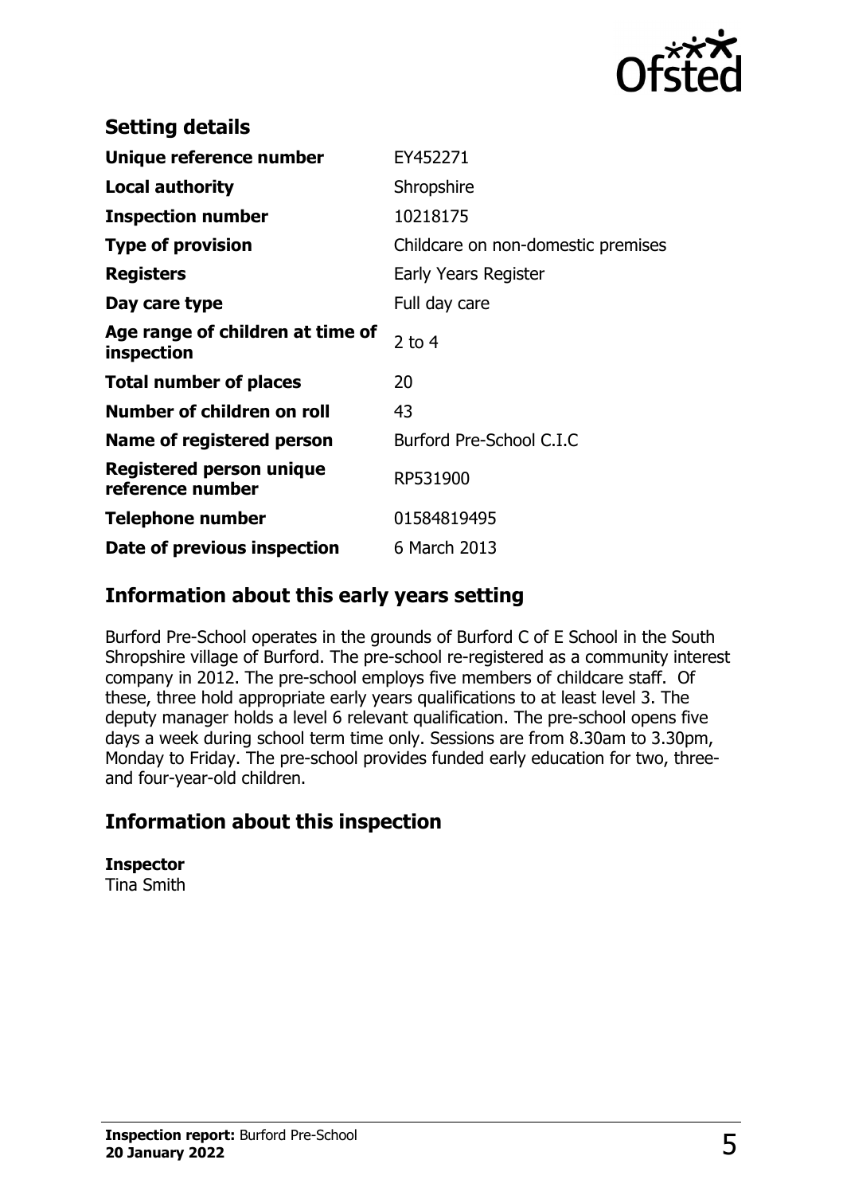## Setting details

| | |
|---|---|
| **Unique reference number** | EY452271 |
| **Local authority** | Shropshire |
| **Inspection number** | 10218175 |
| **Type of provision** | Childcare on non-domestic premises |
| **Registers** | Early Years Register |
| **Day care type** | Full day care |
| **Age range of children at time of inspection** | 2 to 4 |
| **Total number of places** | 20 |
| **Number of children on roll** | 43 |
| **Name of registered person** | Burford Pre-School C.I.C |
| **Registered person unique reference number** | RP531900 |
| **Telephone number** | 01584819495 |
| **Date of previous inspection** | 6 March 2013 |

## Information about this early years setting

Burford Pre-School operates in the grounds of Burford C of E School in the South Shropshire village of Burford. The pre-school re-registered as a community interest company in 2012. The pre-school employs five members of childcare staff. Of these, three hold appropriate early years qualifications to at least level 3. The deputy manager holds a level 6 relevant qualification. The pre-school opens five days a week during school term time only. Sessions are from 8.30am to 3.30pm, Monday to Friday. The pre-school provides funded early education for two, three- and four-year-old children.

## Information about this inspection

**Inspector**
Tina Smith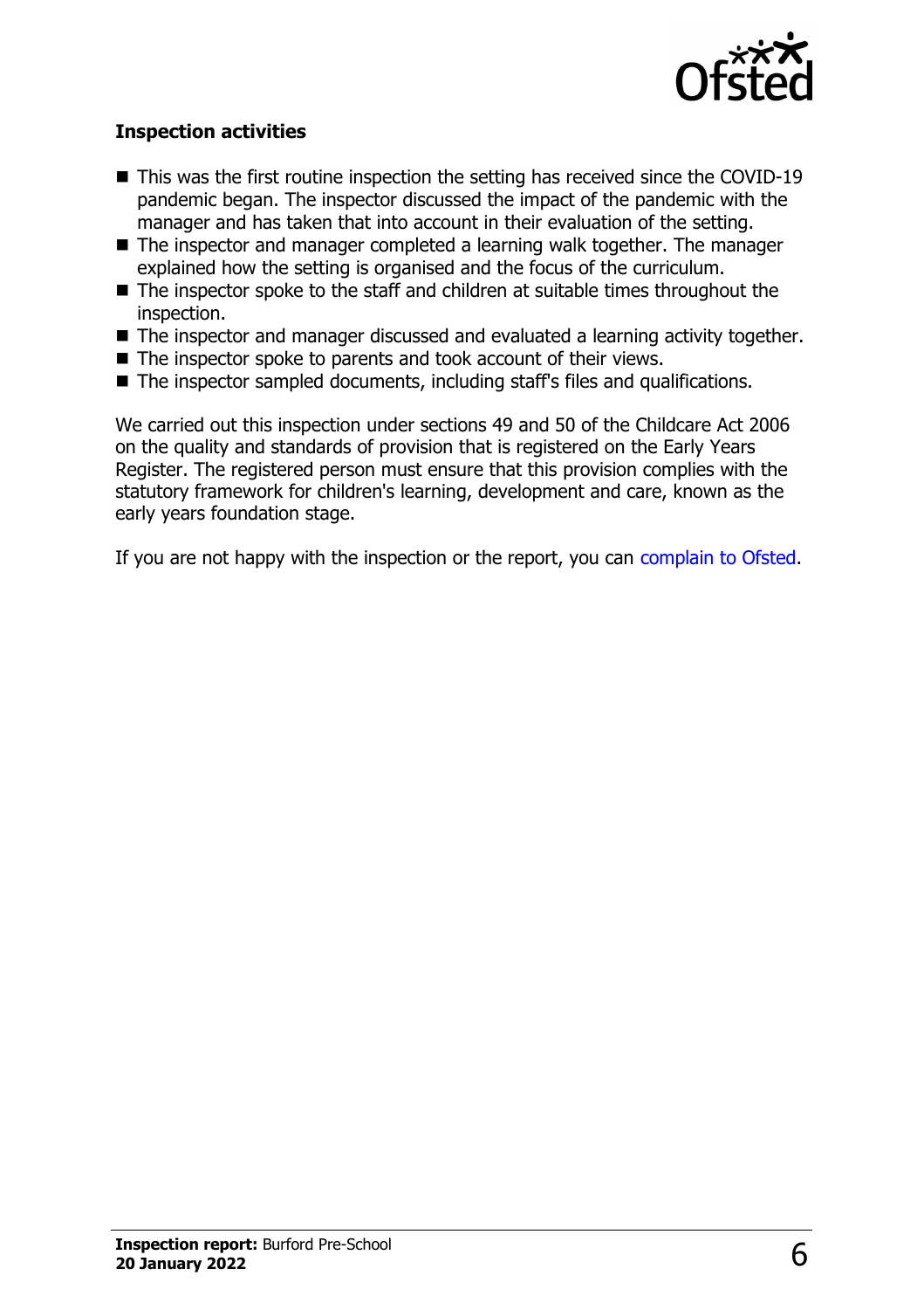### Inspection activities

- This was the first routine inspection the setting has received since the COVID-19 pandemic began. The inspector discussed the impact of the pandemic with the manager and has taken that into account in their evaluation of the setting.
- The inspector and manager completed a learning walk together. The manager explained how the setting is organised and the focus of the curriculum.
- The inspector spoke to the staff and children at suitable times throughout the inspection.
- The inspector and manager discussed and evaluated a learning activity together.
- The inspector spoke to parents and took account of their views.
- The inspector sampled documents, including staff's files and qualifications.

We carried out this inspection under sections 49 and 50 of the Childcare Act 2006 on the quality and standards of provision that is registered on the Early Years Register. The registered person must ensure that this provision complies with the statutory framework for children's learning, development and care, known as the early years foundation stage.

If you are not happy with the inspection or the report, you can complain to Ofsted.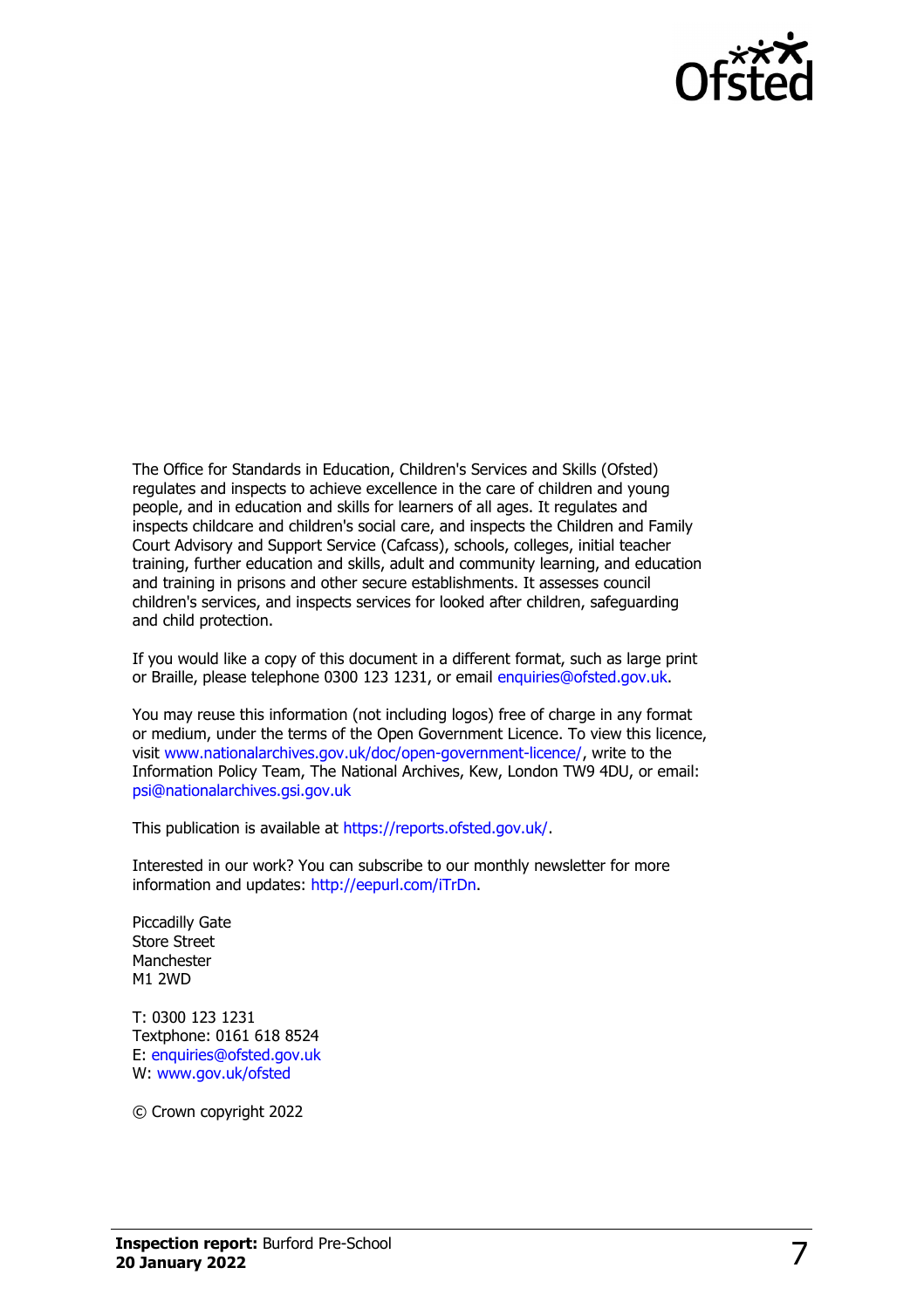The Office for Standards in Education, Children's Services and Skills (Ofsted) regulates and inspects to achieve excellence in the care of children and young people, and in education and skills for learners of all ages. It regulates and inspects childcare and children's social care, and inspects the Children and Family Court Advisory and Support Service (Cafcass), schools, colleges, initial teacher training, further education and skills, adult and community learning, and education and training in prisons and other secure establishments. It assesses council children's services, and inspects services for looked after children, safeguarding and child protection.

If you would like a copy of this document in a different format, such as large print or Braille, please telephone 0300 123 1231, or email enquiries@ofsted.gov.uk.

You may reuse this information (not including logos) free of charge in any format or medium, under the terms of the Open Government Licence. To view this licence, visit www.nationalarchives.gov.uk/doc/open-government-licence/, write to the Information Policy Team, The National Archives, Kew, London TW9 4DU, or email: psi@nationalarchives.gsi.gov.uk

This publication is available at https://reports.ofsted.gov.uk/.

Interested in our work? You can subscribe to our monthly newsletter for more information and updates: http://eepurl.com/iTrDn.

Piccadilly Gate
Store Street
Manchester
M1 2WD

T: 0300 123 1231
Textphone: 0161 618 8524
E: enquiries@ofsted.gov.uk
W: www.gov.uk/ofsted

© Crown copyright 2022